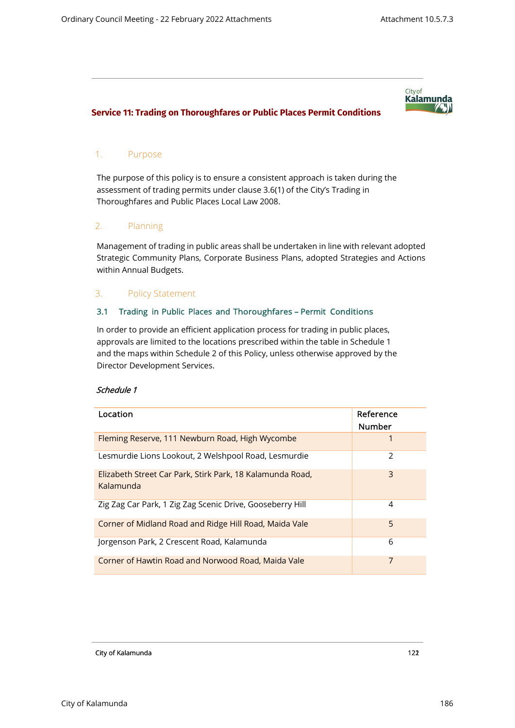## Service 11: Trading on Thoroughfares or Public Places Permit Conditions

### 1. Purpose

The purpose of this policy is to ensure a consistent approach is taken during the assessment of trading permits under clause 3.6(1) of the City's Trading in Thoroughfares and Public Places Local Law 2008.

### 2. Planning

Management of trading in public areas shall be undertaken in line with relevant adopted Strategic Community Plans, Corporate Business Plans, adopted Strategies and Actions within Annual Budgets.

### 3. Policy Statement

#### 3.1 Trading in Public Places and Thoroughfares – Permit Conditions

In order to provide an efficient application process for trading in public places, approvals are limited to the locations prescribed within the table in Schedule 1 and the maps within Schedule 2 of this Policy, unless otherwise approved by the Director Development Services.

*Schedule 1*

| Location | Reference Number |
|---|---|
| Fleming Reserve, 111 Newburn Road, High Wycombe | 1 |
| Lesmurdie Lions Lookout, 2 Welshpool Road, Lesmurdie | 2 |
| Elizabeth Street Car Park, Stirk Park, 18 Kalamunda Road, Kalamunda | 3 |
| Zig Zag Car Park, 1 Zig Zag Scenic Drive, Gooseberry Hill | 4 |
| Corner of Midland Road and Ridge Hill Road, Maida Vale | 5 |
| Jorgenson Park, 2 Crescent Road, Kalamunda | 6 |
| Corner of Hawtin Road and Norwood Road, Maida Vale | 7 |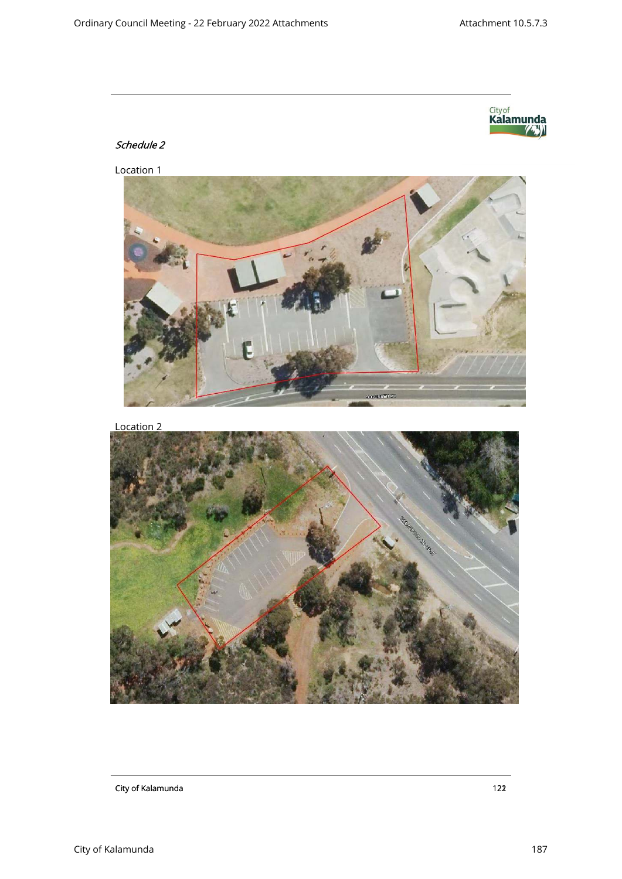*Schedule 2*

Location 1

Location 2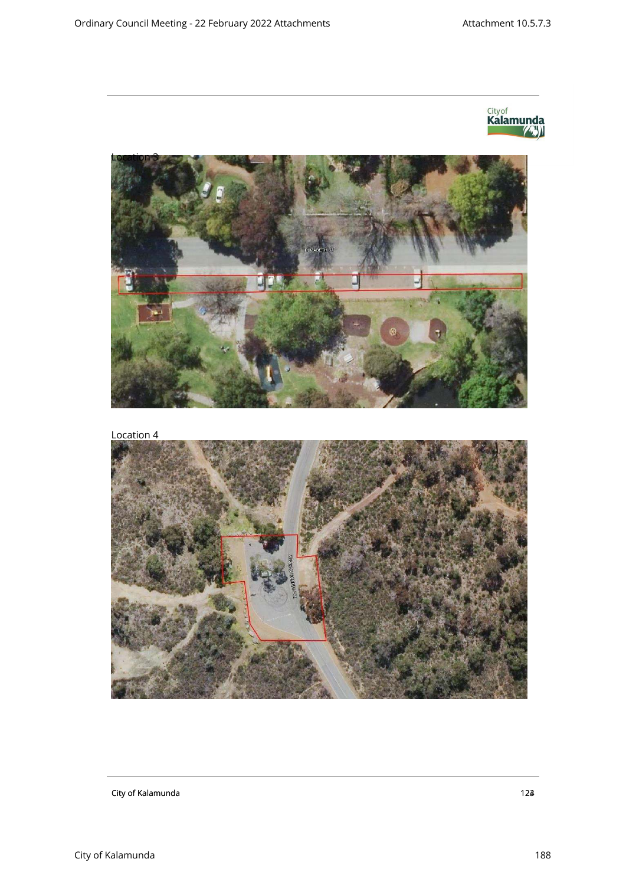Location 3

Location 4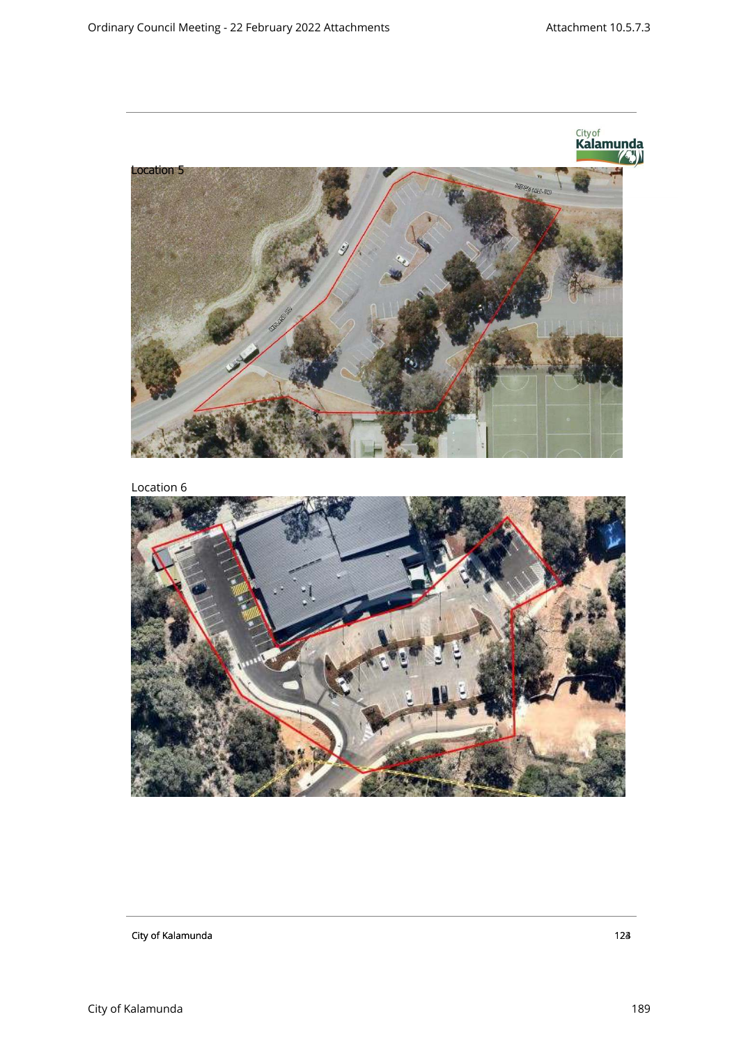Location 5

Location 6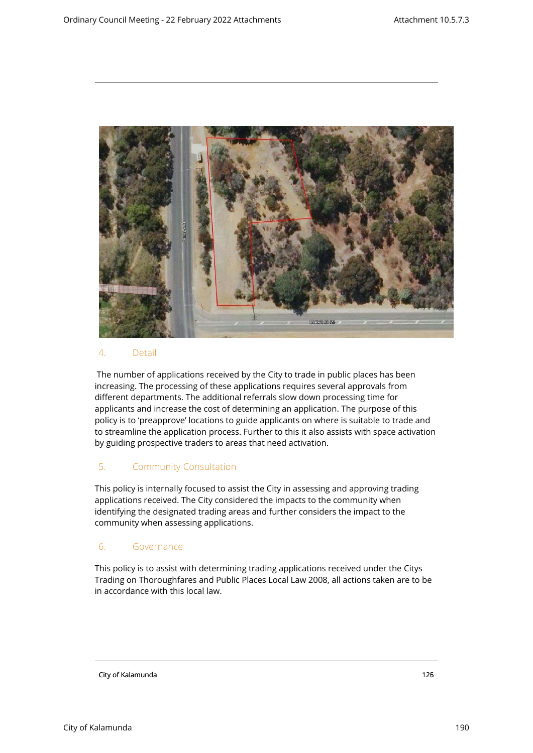## 4. Detail

The number of applications received by the City to trade in public places has been increasing. The processing of these applications requires several approvals from different departments. The additional referrals slow down processing time for applicants and increase the cost of determining an application. The purpose of this policy is to 'preapprove' locations to guide applicants on where is suitable to trade and to streamline the application process. Further to this it also assists with space activation by guiding prospective traders to areas that need activation.

## 5. Community Consultation

This policy is internally focused to assist the City in assessing and approving trading applications received. The City considered the impacts to the community when identifying the designated trading areas and further considers the impact to the community when assessing applications.

## 6. Governance

This policy is to assist with determining trading applications received under the Citys Trading on Thoroughfares and Public Places Local Law 2008, all actions taken are to be in accordance with this local law.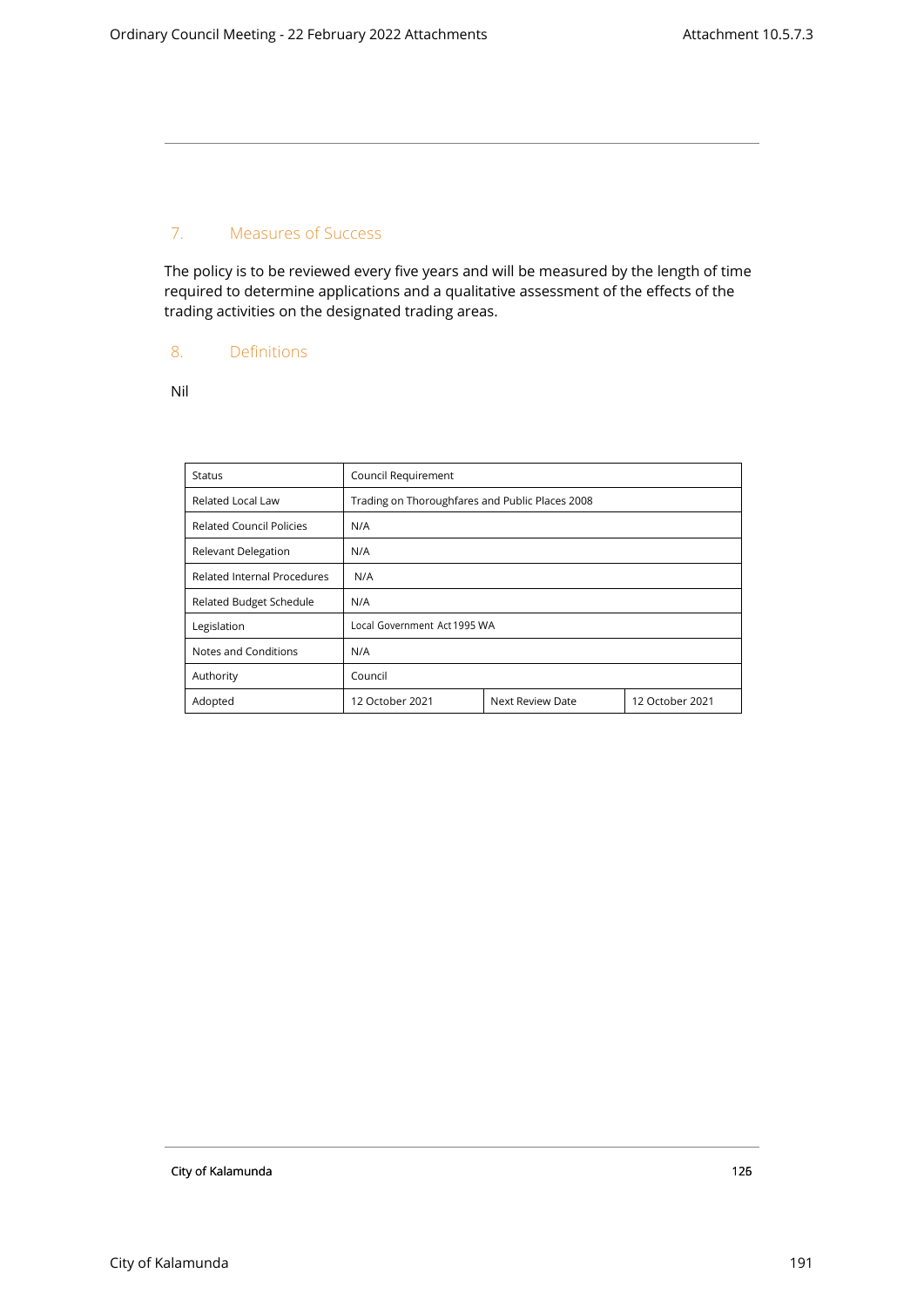## 7. Measures of Success

The policy is to be reviewed every five years and will be measured by the length of time required to determine applications and a qualitative assessment of the effects of the trading activities on the designated trading areas.

## 8. Definitions

Nil

| | | | |
|---|---|---|---|
| Status | Council Requirement | | |
| Related Local Law | Trading on Thoroughfares and Public Places 2008 | | |
| Related Council Policies | N/A | | |
| Relevant Delegation | N/A | | |
| Related Internal Procedures | N/A | | |
| Related Budget Schedule | N/A | | |
| Legislation | Local Government Act 1995 WA | | |
| Notes and Conditions | N/A | | |
| Authority | Council | | |
| Adopted | 12 October 2021 | Next Review Date | 12 October 2021 |